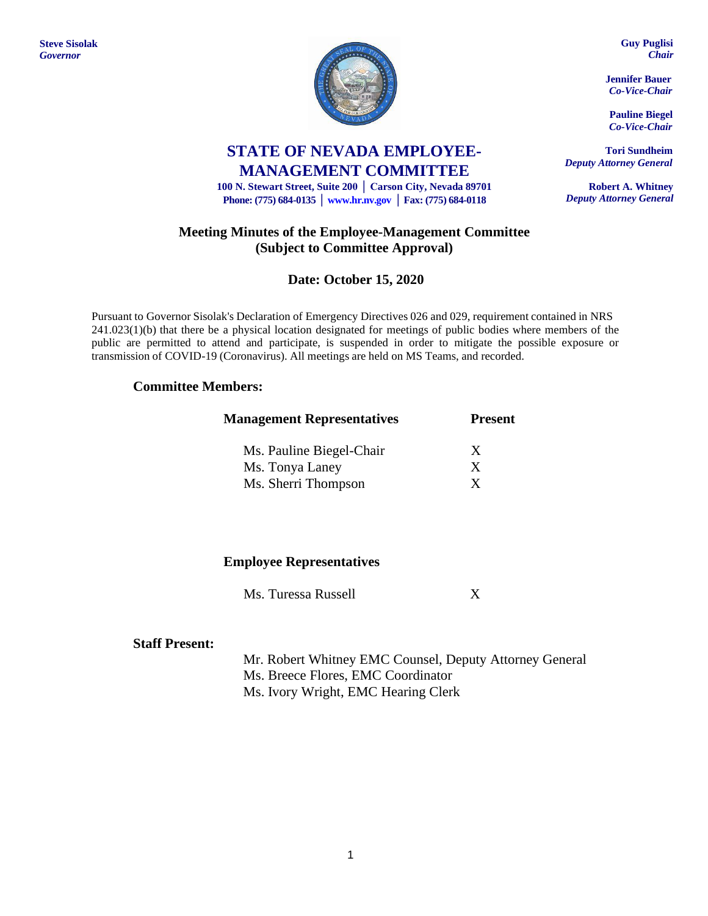**Steve Sisolak**
*Governor*

**Guy Puglisi**
*Chair*

**Jennifer Bauer**
*Co-Vice-Chair*

**Pauline Biegel**
*Co-Vice-Chair*

**Tori Sundheim**
*Deputy Attorney General*

**Robert A. Whitney**
*Deputy Attorney General*

# STATE OF NEVADA EMPLOYEE-MANAGEMENT COMMITTEE

**100 N. Stewart Street, Suite 200 │ Carson City, Nevada 89701**
**Phone: (775) 684-0135 │ www.hr.nv.gov │ Fax: (775) 684-0118**

## Meeting Minutes of the Employee-Management Committee (Subject to Committee Approval)

### Date: October 15, 2020

Pursuant to Governor Sisolak's Declaration of Emergency Directives 026 and 029, requirement contained in NRS 241.023(1)(b) that there be a physical location designated for meetings of public bodies where members of the public are permitted to attend and participate, is suspended in order to mitigate the possible exposure or transmission of COVID-19 (Coronavirus). All meetings are held on MS Teams, and recorded.

**Committee Members:**

| Management Representatives | Present |
|---|---|
| Ms. Pauline Biegel-Chair | X |
| Ms. Tonya Laney | X |
| Ms. Sherri Thompson | X |

| Employee Representatives | |
|---|---|
| Ms. Turessa Russell | X |

**Staff Present:**

Mr. Robert Whitney EMC Counsel, Deputy Attorney General
Ms. Breece Flores, EMC Coordinator
Ms. Ivory Wright, EMC Hearing Clerk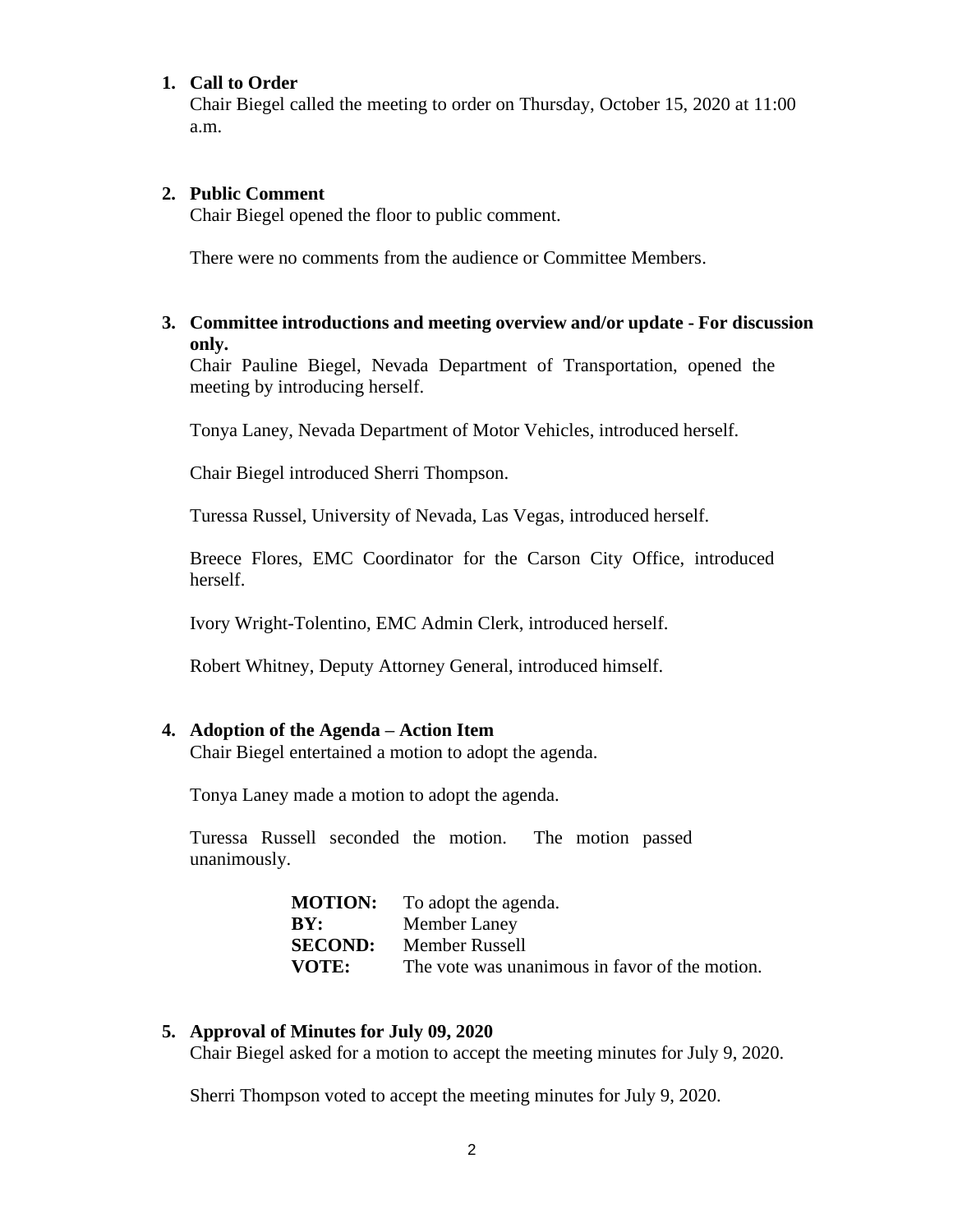1. **Call to Order**
   Chair Biegel called the meeting to order on Thursday, October 15, 2020 at 11:00 a.m.

2. **Public Comment**
   Chair Biegel opened the floor to public comment.

   There were no comments from the audience or Committee Members.

3. **Committee introductions and meeting overview and/or update - For discussion only.**
   Chair Pauline Biegel, Nevada Department of Transportation, opened the meeting by introducing herself.

   Tonya Laney, Nevada Department of Motor Vehicles, introduced herself.

   Chair Biegel introduced Sherri Thompson.

   Turessa Russel, University of Nevada, Las Vegas, introduced herself.

   Breece Flores, EMC Coordinator for the Carson City Office, introduced herself.

   Ivory Wright-Tolentino, EMC Admin Clerk, introduced herself.

   Robert Whitney, Deputy Attorney General, introduced himself.

4. **Adoption of the Agenda – Action Item**
   Chair Biegel entertained a motion to adopt the agenda.

   Tonya Laney made a motion to adopt the agenda.

   Turessa Russell seconded the motion. The motion passed unanimously.

   | | |
   |---|---|
   | **MOTION:** | To adopt the agenda. |
   | **BY:** | Member Laney |
   | **SECOND:** | Member Russell |
   | **VOTE:** | The vote was unanimous in favor of the motion. |

5. **Approval of Minutes for July 09, 2020**
   Chair Biegel asked for a motion to accept the meeting minutes for July 9, 2020.

   Sherri Thompson voted to accept the meeting minutes for July 9, 2020.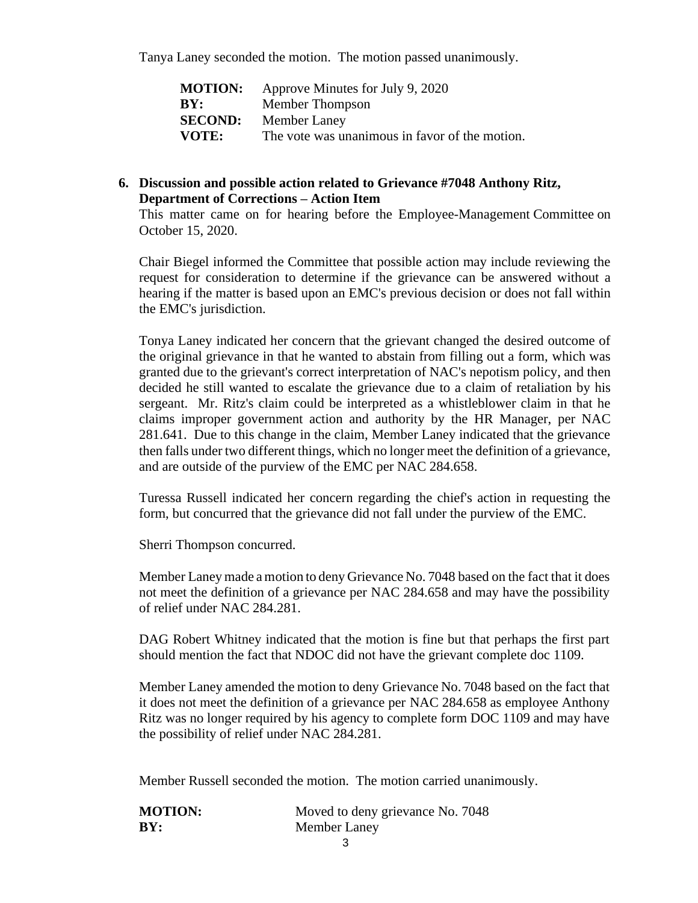Tanya Laney seconded the motion. The motion passed unanimously.

| | |
|---|---|
| **MOTION:** | Approve Minutes for July 9, 2020 |
| **BY:** | Member Thompson |
| **SECOND:** | Member Laney |
| **VOTE:** | The vote was unanimous in favor of the motion. |

**6. Discussion and possible action related to Grievance #7048 Anthony Ritz, Department of Corrections – Action Item**

This matter came on for hearing before the Employee-Management Committee on October 15, 2020.

Chair Biegel informed the Committee that possible action may include reviewing the request for consideration to determine if the grievance can be answered without a hearing if the matter is based upon an EMC's previous decision or does not fall within the EMC's jurisdiction.

Tonya Laney indicated her concern that the grievant changed the desired outcome of the original grievance in that he wanted to abstain from filling out a form, which was granted due to the grievant's correct interpretation of NAC's nepotism policy, and then decided he still wanted to escalate the grievance due to a claim of retaliation by his sergeant. Mr. Ritz's claim could be interpreted as a whistleblower claim in that he claims improper government action and authority by the HR Manager, per NAC 281.641. Due to this change in the claim, Member Laney indicated that the grievance then falls under two different things, which no longer meet the definition of a grievance, and are outside of the purview of the EMC per NAC 284.658.

Turessa Russell indicated her concern regarding the chief's action in requesting the form, but concurred that the grievance did not fall under the purview of the EMC.

Sherri Thompson concurred.

Member Laney made a motion to deny Grievance No. 7048 based on the fact that it does not meet the definition of a grievance per NAC 284.658 and may have the possibility of relief under NAC 284.281.

DAG Robert Whitney indicated that the motion is fine but that perhaps the first part should mention the fact that NDOC did not have the grievant complete doc 1109.

Member Laney amended the motion to deny Grievance No. 7048 based on the fact that it does not meet the definition of a grievance per NAC 284.658 as employee Anthony Ritz was no longer required by his agency to complete form DOC 1109 and may have the possibility of relief under NAC 284.281.

Member Russell seconded the motion. The motion carried unanimously.

| | |
|---|---|
| **MOTION:** | Moved to deny grievance No. 7048 |
| **BY:** | Member Laney |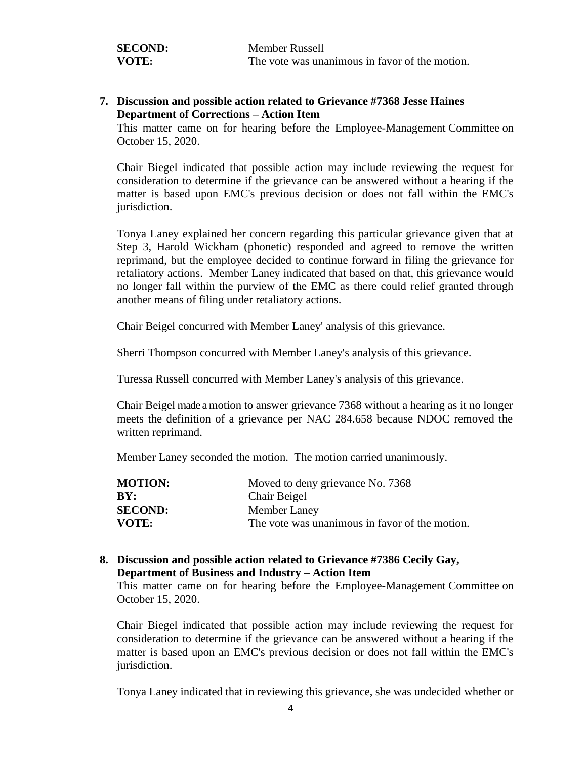| | |
|---|---|
| **SECOND:** | Member Russell |
| **VOTE:** | The vote was unanimous in favor of the motion. |

**7. Discussion and possible action related to Grievance #7368 Jesse Haines Department of Corrections – Action Item**

This matter came on for hearing before the Employee-Management Committee on October 15, 2020.

Chair Biegel indicated that possible action may include reviewing the request for consideration to determine if the grievance can be answered without a hearing if the matter is based upon EMC's previous decision or does not fall within the EMC's jurisdiction.

Tonya Laney explained her concern regarding this particular grievance given that at Step 3, Harold Wickham (phonetic) responded and agreed to remove the written reprimand, but the employee decided to continue forward in filing the grievance for retaliatory actions. Member Laney indicated that based on that, this grievance would no longer fall within the purview of the EMC as there could relief granted through another means of filing under retaliatory actions.

Chair Beigel concurred with Member Laney' analysis of this grievance.

Sherri Thompson concurred with Member Laney's analysis of this grievance.

Turessa Russell concurred with Member Laney's analysis of this grievance.

Chair Beigel made a motion to answer grievance 7368 without a hearing as it no longer meets the definition of a grievance per NAC 284.658 because NDOC removed the written reprimand.

Member Laney seconded the motion. The motion carried unanimously.

| | |
|---|---|
| **MOTION:** | Moved to deny grievance No. 7368 |
| **BY:** | Chair Beigel |
| **SECOND:** | Member Laney |
| **VOTE:** | The vote was unanimous in favor of the motion. |

**8. Discussion and possible action related to Grievance #7386 Cecily Gay, Department of Business and Industry – Action Item**

This matter came on for hearing before the Employee-Management Committee on October 15, 2020.

Chair Biegel indicated that possible action may include reviewing the request for consideration to determine if the grievance can be answered without a hearing if the matter is based upon an EMC's previous decision or does not fall within the EMC's jurisdiction.

Tonya Laney indicated that in reviewing this grievance, she was undecided whether or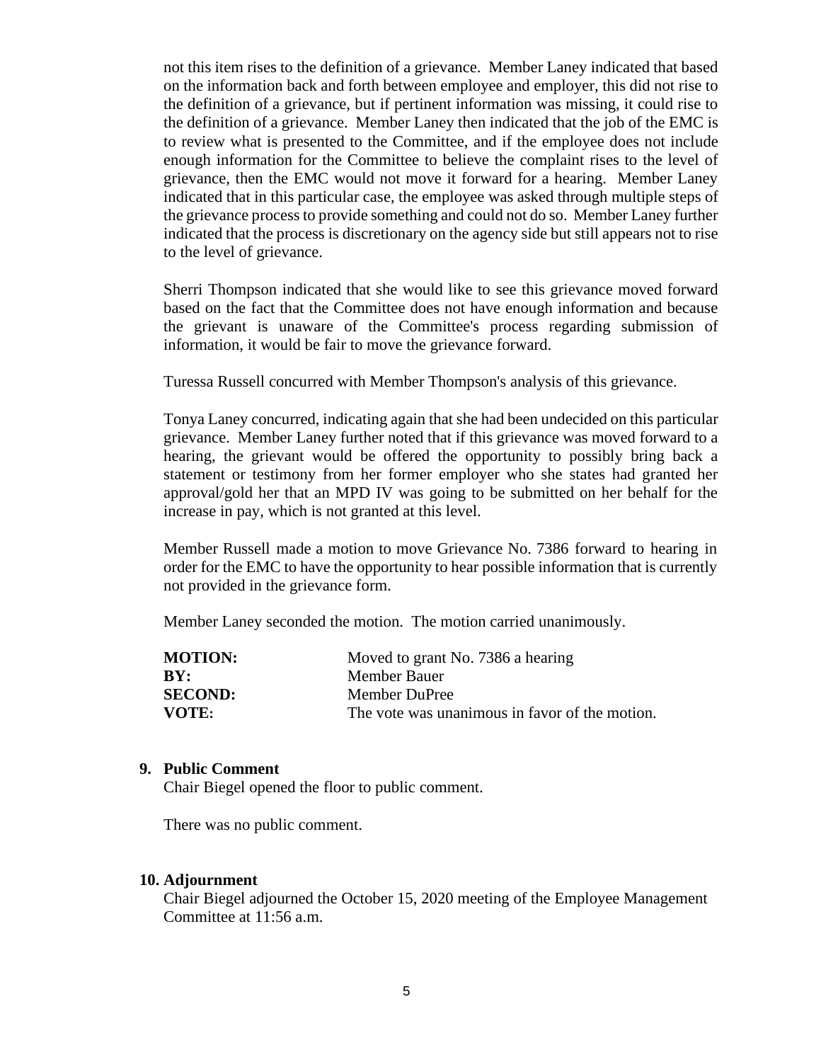not this item rises to the definition of a grievance. Member Laney indicated that based on the information back and forth between employee and employer, this did not rise to the definition of a grievance, but if pertinent information was missing, it could rise to the definition of a grievance. Member Laney then indicated that the job of the EMC is to review what is presented to the Committee, and if the employee does not include enough information for the Committee to believe the complaint rises to the level of grievance, then the EMC would not move it forward for a hearing. Member Laney indicated that in this particular case, the employee was asked through multiple steps of the grievance process to provide something and could not do so. Member Laney further indicated that the process is discretionary on the agency side but still appears not to rise to the level of grievance.

Sherri Thompson indicated that she would like to see this grievance moved forward based on the fact that the Committee does not have enough information and because the grievant is unaware of the Committee's process regarding submission of information, it would be fair to move the grievance forward.

Turessa Russell concurred with Member Thompson's analysis of this grievance.

Tonya Laney concurred, indicating again that she had been undecided on this particular grievance. Member Laney further noted that if this grievance was moved forward to a hearing, the grievant would be offered the opportunity to possibly bring back a statement or testimony from her former employer who she states had granted her approval/gold her that an MPD IV was going to be submitted on her behalf for the increase in pay, which is not granted at this level.

Member Russell made a motion to move Grievance No. 7386 forward to hearing in order for the EMC to have the opportunity to hear possible information that is currently not provided in the grievance form.

Member Laney seconded the motion. The motion carried unanimously.

| | |
|---|---|
| **MOTION:** | Moved to grant No. 7386 a hearing |
| **BY:** | Member Bauer |
| **SECOND:** | Member DuPree |
| **VOTE:** | The vote was unanimous in favor of the motion. |

**9. Public Comment**

Chair Biegel opened the floor to public comment.

There was no public comment.

**10. Adjournment**

Chair Biegel adjourned the October 15, 2020 meeting of the Employee Management Committee at 11:56 a.m.